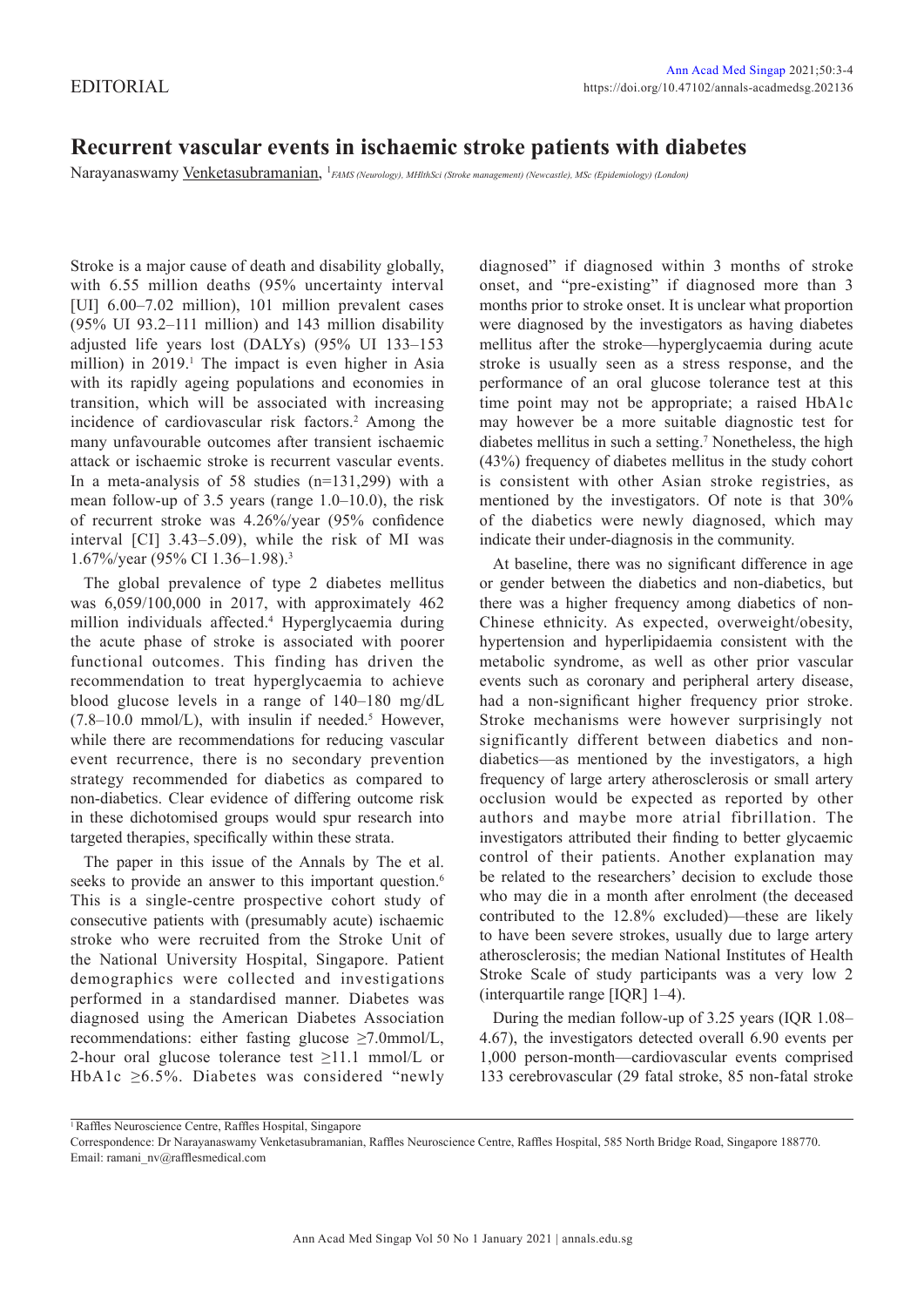EDITORIAL

# Recurrent vascular events in ischaemic stroke patients with diabetes

Narayanaswamy Venketasubramanian, [1] *FAMS (Neurology), MHlthSci (Stroke management) (Newcastle), MSc (Epidemiology) (London)*

Stroke is a major cause of death and disability globally, with 6.55 million deaths (95% uncertainty interval [UI] 6.00–7.02 million), 101 million prevalent cases (95% UI 93.2–111 million) and 143 million disability adjusted life years lost (DALYs) (95% UI 133–153 million) in 2019.[1] The impact is even higher in Asia with its rapidly ageing populations and economies in transition, which will be associated with increasing incidence of cardiovascular risk factors.[2] Among the many unfavourable outcomes after transient ischaemic attack or ischaemic stroke is recurrent vascular events. In a meta-analysis of 58 studies (n=131,299) with a mean follow-up of 3.5 years (range 1.0–10.0), the risk of recurrent stroke was 4.26%/year (95% confidence interval [CI] 3.43–5.09), while the risk of MI was 1.67%/year (95% CI 1.36–1.98).[3]

The global prevalence of type 2 diabetes mellitus was 6,059/100,000 in 2017, with approximately 462 million individuals affected.[4] Hyperglycaemia during the acute phase of stroke is associated with poorer functional outcomes. This finding has driven the recommendation to treat hyperglycaemia to achieve blood glucose levels in a range of 140–180 mg/dL (7.8–10.0 mmol/L), with insulin if needed.[5] However, while there are recommendations for reducing vascular event recurrence, there is no secondary prevention strategy recommended for diabetics as compared to non-diabetics. Clear evidence of differing outcome risk in these dichotomised groups would spur research into targeted therapies, specifically within these strata.

The paper in this issue of the Annals by The et al. seeks to provide an answer to this important question.[6] This is a single-centre prospective cohort study of consecutive patients with (presumably acute) ischaemic stroke who were recruited from the Stroke Unit of the National University Hospital, Singapore. Patient demographics were collected and investigations performed in a standardised manner. Diabetes was diagnosed using the American Diabetes Association recommendations: either fasting glucose ≥7.0mmol/L, 2-hour oral glucose tolerance test ≥11.1 mmol/L or HbA1c ≥6.5%. Diabetes was considered "newly diagnosed" if diagnosed within 3 months of stroke onset, and "pre-existing" if diagnosed more than 3 months prior to stroke onset. It is unclear what proportion were diagnosed by the investigators as having diabetes mellitus after the stroke—hyperglycaemia during acute stroke is usually seen as a stress response, and the performance of an oral glucose tolerance test at this time point may not be appropriate; a raised HbA1c may however be a more suitable diagnostic test for diabetes mellitus in such a setting.[7] Nonetheless, the high (43%) frequency of diabetes mellitus in the study cohort is consistent with other Asian stroke registries, as mentioned by the investigators. Of note is that 30% of the diabetics were newly diagnosed, which may indicate their under-diagnosis in the community.

At baseline, there was no significant difference in age or gender between the diabetics and non-diabetics, but there was a higher frequency among diabetics of non-Chinese ethnicity. As expected, overweight/obesity, hypertension and hyperlipidaemia consistent with the metabolic syndrome, as well as other prior vascular events such as coronary and peripheral artery disease, had a non-significant higher frequency prior stroke. Stroke mechanisms were however surprisingly not significantly different between diabetics and non-diabetics—as mentioned by the investigators, a high frequency of large artery atherosclerosis or small artery occlusion would be expected as reported by other authors and maybe more atrial fibrillation. The investigators attributed their finding to better glycaemic control of their patients. Another explanation may be related to the researchers' decision to exclude those who may die in a month after enrolment (the deceased contributed to the 12.8% excluded)—these are likely to have been severe strokes, usually due to large artery atherosclerosis; the median National Institutes of Health Stroke Scale of study participants was a very low 2 (interquartile range [IQR] 1–4).

During the median follow-up of 3.25 years (IQR 1.08–4.67), the investigators detected overall 6.90 events per 1,000 person-month—cardiovascular events comprised 133 cerebrovascular (29 fatal stroke, 85 non-fatal stroke

[1] Raffles Neuroscience Centre, Raffles Hospital, Singapore

Correspondence: Dr Narayanaswamy Venketasubramanian, Raffles Neuroscience Centre, Raffles Hospital, 585 North Bridge Road, Singapore 188770.
Email: ramani_nv@rafflesmedical.com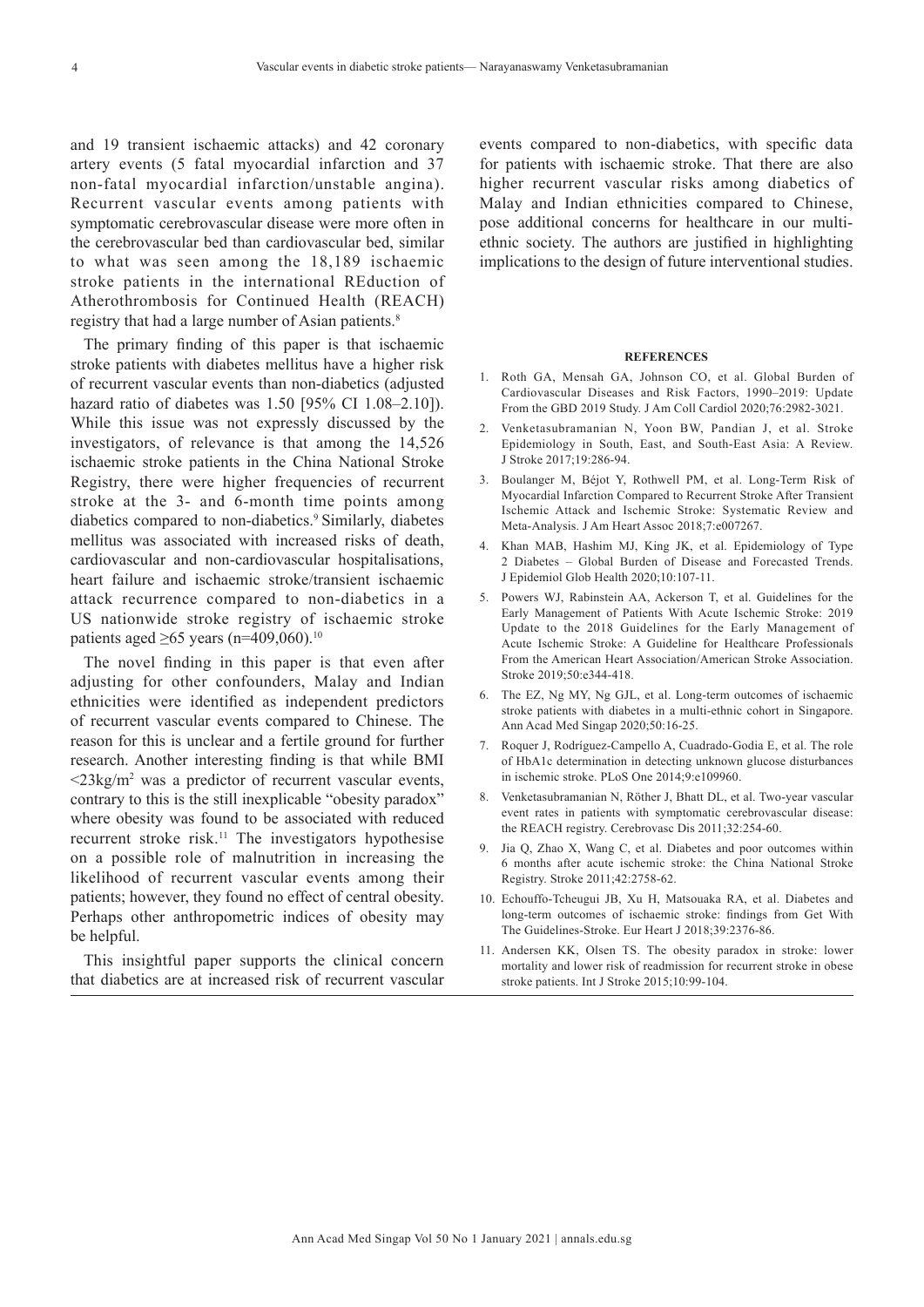and 19 transient ischaemic attacks) and 42 coronary artery events (5 fatal myocardial infarction and 37 non-fatal myocardial infarction/unstable angina). Recurrent vascular events among patients with symptomatic cerebrovascular disease were more often in the cerebrovascular bed than cardiovascular bed, similar to what was seen among the 18,189 ischaemic stroke patients in the international REduction of Atherothrombosis for Continued Health (REACH) registry that had a large number of Asian patients.[8]

The primary finding of this paper is that ischaemic stroke patients with diabetes mellitus have a higher risk of recurrent vascular events than non-diabetics (adjusted hazard ratio of diabetes was 1.50 [95% CI 1.08–2.10]). While this issue was not expressly discussed by the investigators, of relevance is that among the 14,526 ischaemic stroke patients in the China National Stroke Registry, there were higher frequencies of recurrent stroke at the 3- and 6-month time points among diabetics compared to non-diabetics.[9] Similarly, diabetes mellitus was associated with increased risks of death, cardiovascular and non-cardiovascular hospitalisations, heart failure and ischaemic stroke/transient ischaemic attack recurrence compared to non-diabetics in a US nationwide stroke registry of ischaemic stroke patients aged ≥65 years (n=409,060).[10]

The novel finding in this paper is that even after adjusting for other confounders, Malay and Indian ethnicities were identified as independent predictors of recurrent vascular events compared to Chinese. The reason for this is unclear and a fertile ground for further research. Another interesting finding is that while BMI <23kg/m$^2$ was a predictor of recurrent vascular events, contrary to this is the still inexplicable "obesity paradox" where obesity was found to be associated with reduced recurrent stroke risk.[11] The investigators hypothesise on a possible role of malnutrition in increasing the likelihood of recurrent vascular events among their patients; however, they found no effect of central obesity. Perhaps other anthropometric indices of obesity may be helpful.

This insightful paper supports the clinical concern that diabetics are at increased risk of recurrent vascular events compared to non-diabetics, with specific data for patients with ischaemic stroke. That there are also higher recurrent vascular risks among diabetics of Malay and Indian ethnicities compared to Chinese, pose additional concerns for healthcare in our multi-ethnic society. The authors are justified in highlighting implications to the design of future interventional studies.

## REFERENCES

1. Roth GA, Mensah GA, Johnson CO, et al. Global Burden of Cardiovascular Diseases and Risk Factors, 1990–2019: Update From the GBD 2019 Study. J Am Coll Cardiol 2020;76:2982-3021.
2. Venketasubramanian N, Yoon BW, Pandian J, et al. Stroke Epidemiology in South, East, and South-East Asia: A Review. J Stroke 2017;19:286-94.
3. Boulanger M, Béjot Y, Rothwell PM, et al. Long-Term Risk of Myocardial Infarction Compared to Recurrent Stroke After Transient Ischemic Attack and Ischemic Stroke: Systematic Review and Meta-Analysis. J Am Heart Assoc 2018;7:e007267.
4. Khan MAB, Hashim MJ, King JK, et al. Epidemiology of Type 2 Diabetes – Global Burden of Disease and Forecasted Trends. J Epidemiol Glob Health 2020;10:107-11.
5. Powers WJ, Rabinstein AA, Ackerson T, et al. Guidelines for the Early Management of Patients With Acute Ischemic Stroke: 2019 Update to the 2018 Guidelines for the Early Management of Acute Ischemic Stroke: A Guideline for Healthcare Professionals From the American Heart Association/American Stroke Association. Stroke 2019;50:e344-418.
6. The EZ, Ng MY, Ng GJL, et al. Long-term outcomes of ischaemic stroke patients with diabetes in a multi-ethnic cohort in Singapore. Ann Acad Med Singap 2020;50:16-25.
7. Roquer J, Rodríguez-Campello A, Cuadrado-Godia E, et al. The role of HbA1c determination in detecting unknown glucose disturbances in ischemic stroke. PLoS One 2014;9:e109960.
8. Venketasubramanian N, Röther J, Bhatt DL, et al. Two-year vascular event rates in patients with symptomatic cerebrovascular disease: the REACH registry. Cerebrovasc Dis 2011;32:254-60.
9. Jia Q, Zhao X, Wang C, et al. Diabetes and poor outcomes within 6 months after acute ischemic stroke: the China National Stroke Registry. Stroke 2011;42:2758-62.
10. Echouffo-Tcheugui JB, Xu H, Matsouaka RA, et al. Diabetes and long-term outcomes of ischaemic stroke: findings from Get With The Guidelines-Stroke. Eur Heart J 2018;39:2376-86.
11. Andersen KK, Olsen TS. The obesity paradox in stroke: lower mortality and lower risk of readmission for recurrent stroke in obese stroke patients. Int J Stroke 2015;10:99-104.